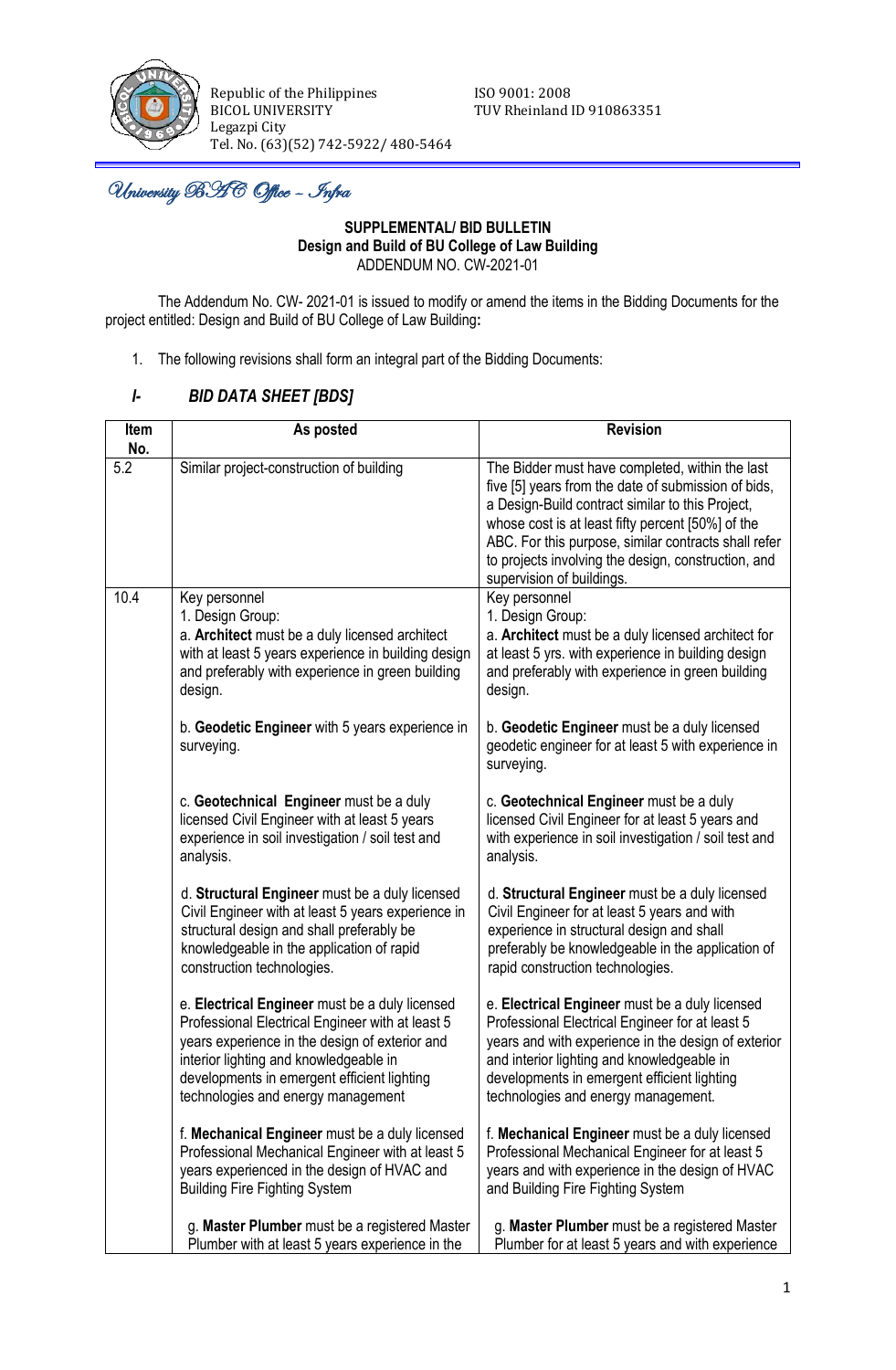Republic of the Philippines
BICOL UNIVERSITY
Legazpi City
Tel. No. (63)(52) 742-5922/ 480-5464

ISO 9001: 2008
TUV Rheinland ID 910863351

*University BAC Office – Infra*

**SUPPLEMENTAL/ BID BULLETIN**
**Design and Build of BU College of Law Building**
ADDENDUM NO. CW-2021-01

The Addendum No. CW- 2021-01 is issued to modify or amend the items in the Bidding Documents for the project entitled: Design and Build of BU College of Law Building**:**

1. The following revisions shall form an integral part of the Bidding Documents:

## *I- BID DATA SHEET [BDS]*

| Item No. | As posted | Revision |
|---|---|---|
| 5.2 | Similar project-construction of building | The Bidder must have completed, within the last five [5] years from the date of submission of bids, a Design-Build contract similar to this Project, whose cost is at least fifty percent [50%] of the ABC. For this purpose, similar contracts shall refer to projects involving the design, construction, and supervision of buildings. |
| 10.4 | Key personnel<br>1. Design Group:<br>a. **Architect** must be a duly licensed architect with at least 5 years experience in building design and preferably with experience in green building design.<br><br>b. **Geodetic Engineer** with 5 years experience in surveying.<br><br>c. **Geotechnical Engineer** must be a duly licensed Civil Engineer with at least 5 years experience in soil investigation / soil test and analysis.<br><br>d. **Structural Engineer** must be a duly licensed Civil Engineer with at least 5 years experience in structural design and shall preferably be knowledgeable in the application of rapid construction technologies.<br><br>e. **Electrical Engineer** must be a duly licensed Professional Electrical Engineer with at least 5 years experience in the design of exterior and interior lighting and knowledgeable in developments in emergent efficient lighting technologies and energy management<br><br>f. **Mechanical Engineer** must be a duly licensed Professional Mechanical Engineer with at least 5 years experienced in the design of HVAC and Building Fire Fighting System<br><br>g. **Master Plumber** must be a registered Master Plumber with at least 5 years experience in the | Key personnel<br>1. Design Group:<br>a. **Architect** must be a duly licensed architect for at least 5 yrs. with experience in building design and preferably with experience in green building design.<br><br>b. **Geodetic Engineer** must be a duly licensed geodetic engineer for at least 5 with experience in surveying.<br><br>c. **Geotechnical Engineer** must be a duly licensed Civil Engineer for at least 5 years and with experience in soil investigation / soil test and analysis.<br><br>d. **Structural Engineer** must be a duly licensed Civil Engineer for at least 5 years and with experience in structural design and shall preferably be knowledgeable in the application of rapid construction technologies.<br><br>e. **Electrical Engineer** must be a duly licensed Professional Electrical Engineer for at least 5 years and with experience in the design of exterior and interior lighting and knowledgeable in developments in emergent efficient lighting technologies and energy management.<br><br>f. **Mechanical Engineer** must be a duly licensed Professional Mechanical Engineer for at least 5 years and with experience in the design of HVAC and Building Fire Fighting System<br><br>g. **Master Plumber** must be a registered Master Plumber for at least 5 years and with experience |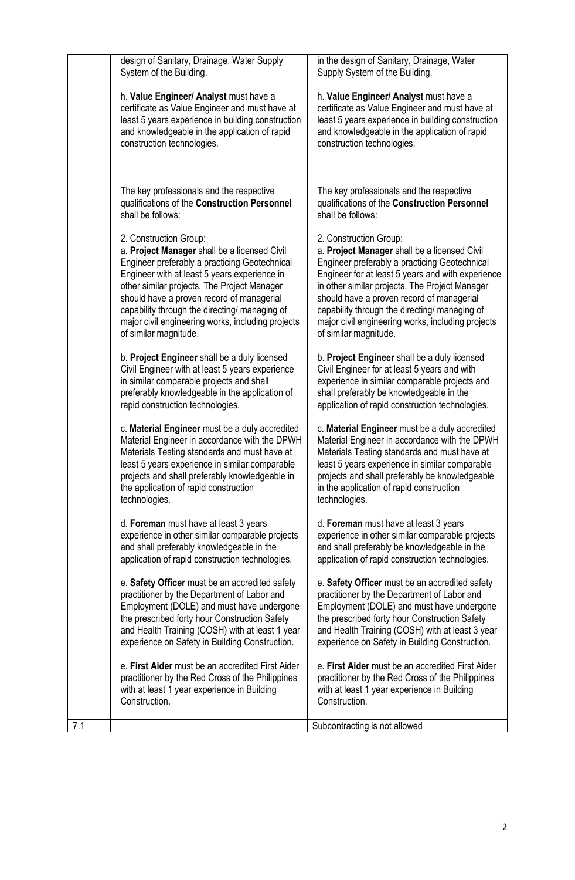| | | |
|---|---|---|
| | design of Sanitary, Drainage, Water Supply System of the Building.<br><br>h. **Value Engineer/ Analyst** must have a certificate as Value Engineer and must have at least 5 years experience in building construction and knowledgeable in the application of rapid construction technologies.<br><br>The key professionals and the respective qualifications of the **Construction Personnel** shall be follows:<br><br>2. Construction Group:<br>a. **Project Manager** shall be a licensed Civil Engineer preferably a practicing Geotechnical Engineer with at least 5 years experience in other similar projects. The Project Manager should have a proven record of managerial capability through the directing/ managing of major civil engineering works, including projects of similar magnitude.<br><br>b. **Project Engineer** shall be a duly licensed Civil Engineer with at least 5 years experience in similar comparable projects and shall preferably knowledgeable in the application of rapid construction technologies.<br><br>c. **Material Engineer** must be a duly accredited Material Engineer in accordance with the DPWH Materials Testing standards and must have at least 5 years experience in similar comparable projects and shall preferably knowledgeable in the application of rapid construction technologies.<br><br>d. **Foreman** must have at least 3 years experience in other similar comparable projects and shall preferably knowledgeable in the application of rapid construction technologies.<br><br>e. **Safety Officer** must be an accredited safety practitioner by the Department of Labor and Employment (DOLE) and must have undergone the prescribed forty hour Construction Safety and Health Training (COSH) with at least 1 year experience on Safety in Building Construction.<br><br>e. **First Aider** must be an accredited First Aider practitioner by the Red Cross of the Philippines with at least 1 year experience in Building Construction. | in the design of Sanitary, Drainage, Water Supply System of the Building.<br><br>h. **Value Engineer/ Analyst** must have a certificate as Value Engineer and must have at least 5 years experience in building construction and knowledgeable in the application of rapid construction technologies.<br><br>The key professionals and the respective qualifications of the **Construction Personnel** shall be follows:<br><br>2. Construction Group:<br>a. **Project Manager** shall be a licensed Civil Engineer preferably a practicing Geotechnical Engineer for at least 5 years and with experience in other similar projects. The Project Manager should have a proven record of managerial capability through the directing/ managing of major civil engineering works, including projects of similar magnitude.<br><br>b. **Project Engineer** shall be a duly licensed Civil Engineer for at least 5 years and with experience in similar comparable projects and shall preferably be knowledgeable in the application of rapid construction technologies.<br><br>c. **Material Engineer** must be a duly accredited Material Engineer in accordance with the DPWH Materials Testing standards and must have at least 5 years experience in similar comparable projects and shall preferably be knowledgeable in the application of rapid construction technologies.<br><br>d. **Foreman** must have at least 3 years experience in other similar comparable projects and shall preferably be knowledgeable in the application of rapid construction technologies.<br><br>e. **Safety Officer** must be an accredited safety practitioner by the Department of Labor and Employment (DOLE) and must have undergone the prescribed forty hour Construction Safety and Health Training (COSH) with at least 3 year experience on Safety in Building Construction.<br><br>e. **First Aider** must be an accredited First Aider practitioner by the Red Cross of the Philippines with at least 1 year experience in Building Construction. |
| 7.1 | | Subcontracting is not allowed |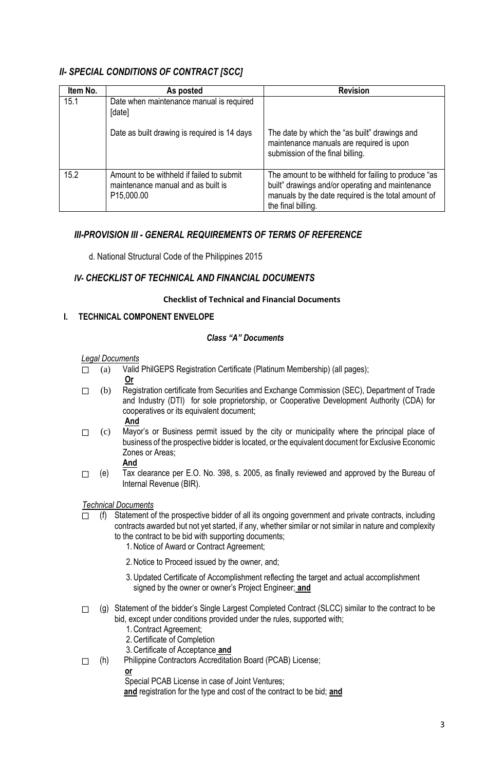## *II- SPECIAL CONDITIONS OF CONTRACT [SCC]*

| Item No. | As posted | Revision |
|---|---|---|
| 15.1 | Date when maintenance manual is required [date]<br><br>Date as built drawing is required is 14 days | The date by which the "as built" drawings and maintenance manuals are required is upon submission of the final billing. |
| 15.2 | Amount to be withheld if failed to submit maintenance manual and as built is P15,000.00 | The amount to be withheld for failing to produce "as built" drawings and/or operating and maintenance manuals by the date required is the total amount of the final billing. |

## *III-PROVISION III - GENERAL REQUIREMENTS OF TERMS OF REFERENCE*

d. National Structural Code of the Philippines 2015

## *IV- CHECKLIST OF TECHNICAL AND FINANCIAL DOCUMENTS*

**Checklist of Technical and Financial Documents**

### I. TECHNICAL COMPONENT ENVELOPE

***Class "A" Documents***

*Legal Documents*

☐ (a) Valid PhilGEPS Registration Certificate (Platinum Membership) (all pages);
**Or**

☐ (b) Registration certificate from Securities and Exchange Commission (SEC), Department of Trade and Industry (DTI) for sole proprietorship, or Cooperative Development Authority (CDA) for cooperatives or its equivalent document;
**And**

☐ (c) Mayor's or Business permit issued by the city or municipality where the principal place of business of the prospective bidder is located, or the equivalent document for Exclusive Economic Zones or Areas;
**And**

☐ (e) Tax clearance per E.O. No. 398, s. 2005, as finally reviewed and approved by the Bureau of Internal Revenue (BIR).

*Technical Documents*

☐ (f) Statement of the prospective bidder of all its ongoing government and private contracts, including contracts awarded but not yet started, if any, whether similar or not similar in nature and complexity to the contract to be bid with supporting documents;

1. Notice of Award or Contract Agreement;
2. Notice to Proceed issued by the owner, and;
3. Updated Certificate of Accomplishment reflecting the target and actual accomplishment signed by the owner or owner's Project Engineer; **and**

☐ (g) Statement of the bidder's Single Largest Completed Contract (SLCC) similar to the contract to be bid, except under conditions provided under the rules, supported with;

1. Contract Agreement;
2. Certificate of Completion
3. Certificate of Acceptance **and**

☐ (h) Philippine Contractors Accreditation Board (PCAB) License;
**or**
Special PCAB License in case of Joint Ventures;
**and** registration for the type and cost of the contract to be bid; **and**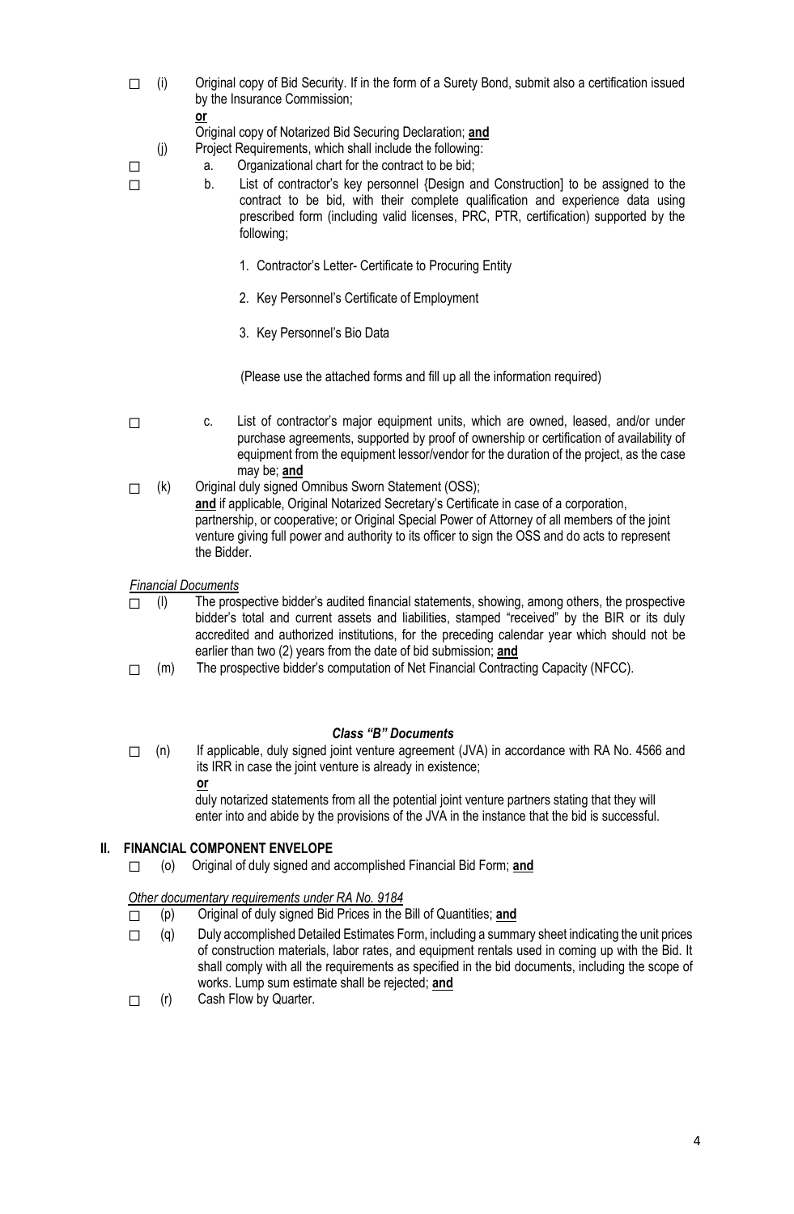☐ (i) Original copy of Bid Security. If in the form of a Surety Bond, submit also a certification issued by the Insurance Commission;

**or**

Original copy of Notarized Bid Securing Declaration; **and**

(j) Project Requirements, which shall include the following:

☐ a. Organizational chart for the contract to be bid;

☐ b. List of contractor's key personnel {Design and Construction] to be assigned to the contract to be bid, with their complete qualification and experience data using prescribed form (including valid licenses, PRC, PTR, certification) supported by the following;

1. Contractor's Letter- Certificate to Procuring Entity
2. Key Personnel's Certificate of Employment
3. Key Personnel's Bio Data

(Please use the attached forms and fill up all the information required)

☐ c. List of contractor's major equipment units, which are owned, leased, and/or under purchase agreements, supported by proof of ownership or certification of availability of equipment from the equipment lessor/vendor for the duration of the project, as the case may be; **and**

☐ (k) Original duly signed Omnibus Sworn Statement (OSS);
**and** if applicable, Original Notarized Secretary's Certificate in case of a corporation, partnership, or cooperative; or Original Special Power of Attorney of all members of the joint venture giving full power and authority to its officer to sign the OSS and do acts to represent the Bidder.

*Financial Documents*

☐ (l) The prospective bidder's audited financial statements, showing, among others, the prospective bidder's total and current assets and liabilities, stamped "received" by the BIR or its duly accredited and authorized institutions, for the preceding calendar year which should not be earlier than two (2) years from the date of bid submission; **and**

☐ (m) The prospective bidder's computation of Net Financial Contracting Capacity (NFCC).

***Class "B" Documents***

☐ (n) If applicable, duly signed joint venture agreement (JVA) in accordance with RA No. 4566 and its IRR in case the joint venture is already in existence;

**or**

duly notarized statements from all the potential joint venture partners stating that they will enter into and abide by the provisions of the JVA in the instance that the bid is successful.

## II. FINANCIAL COMPONENT ENVELOPE

☐ (o) Original of duly signed and accomplished Financial Bid Form; **and**

*Other documentary requirements under RA No. 9184*

☐ (p) Original of duly signed Bid Prices in the Bill of Quantities; **and**

☐ (q) Duly accomplished Detailed Estimates Form, including a summary sheet indicating the unit prices of construction materials, labor rates, and equipment rentals used in coming up with the Bid. It shall comply with all the requirements as specified in the bid documents, including the scope of works. Lump sum estimate shall be rejected; **and**

☐ (r) Cash Flow by Quarter.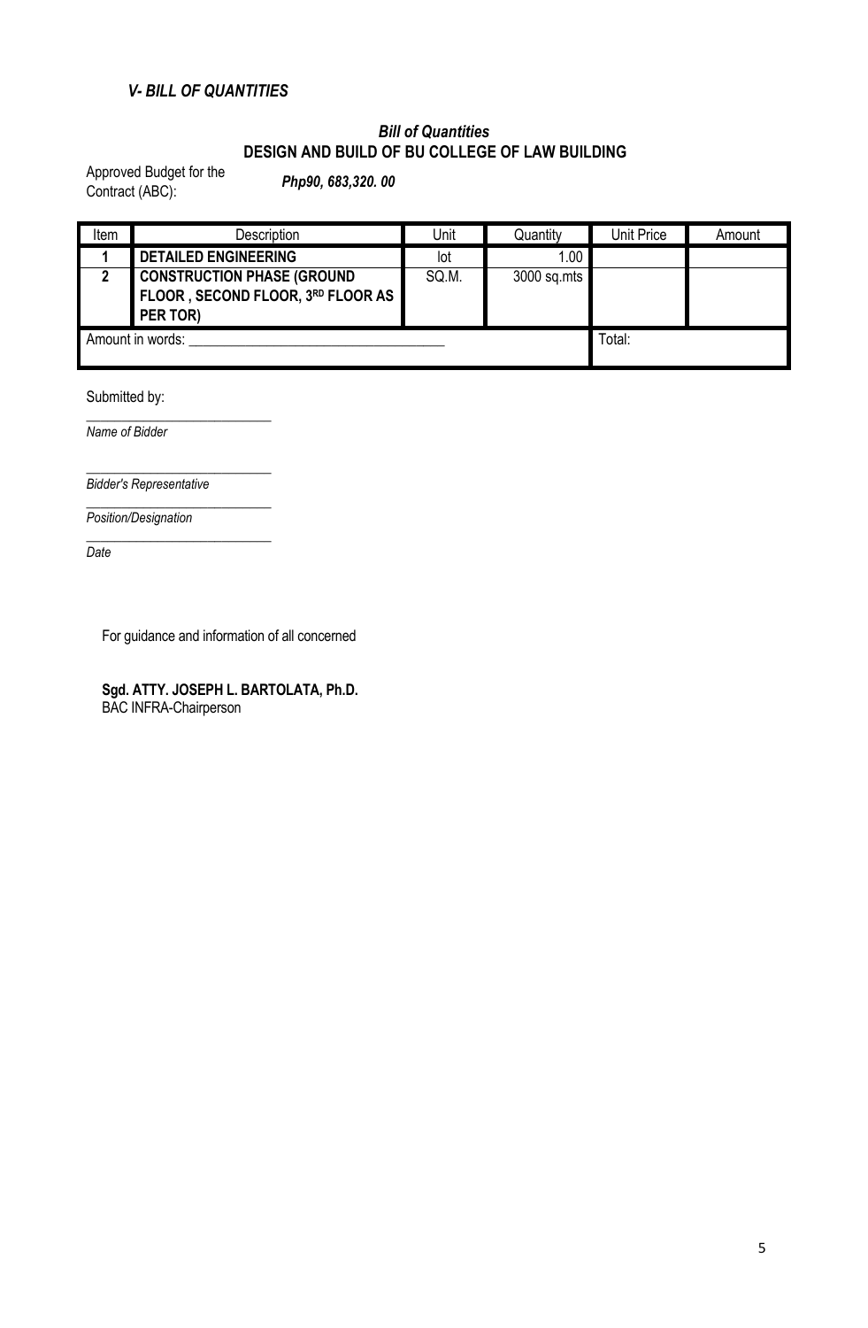### *V- BILL OF QUANTITIES*

***Bill of Quantities***

**DESIGN AND BUILD OF BU COLLEGE OF LAW BUILDING**

Approved Budget for the Contract (ABC): ***Php90, 683,320. 00***

| Item | Description | Unit | Quantity | Unit Price | Amount |
|---|---|---|---|---|---|
| **1** | **DETAILED ENGINEERING** | lot | 1.00 | | |
| **2** | **CONSTRUCTION PHASE (GROUND FLOOR , SECOND FLOOR, 3RD FLOOR AS PER TOR)** | SQ.M. | 3000 sq.mts | | |
| Amount in words: ___________________________________ | | | | Total: | |

Submitted by:

___________________________
*Name of Bidder*

___________________________
*Bidder's Representative*

___________________________
*Position/Designation*

___________________________
*Date*

For guidance and information of all concerned

**Sgd. ATTY. JOSEPH L. BARTOLATA, Ph.D.**
BAC INFRA-Chairperson